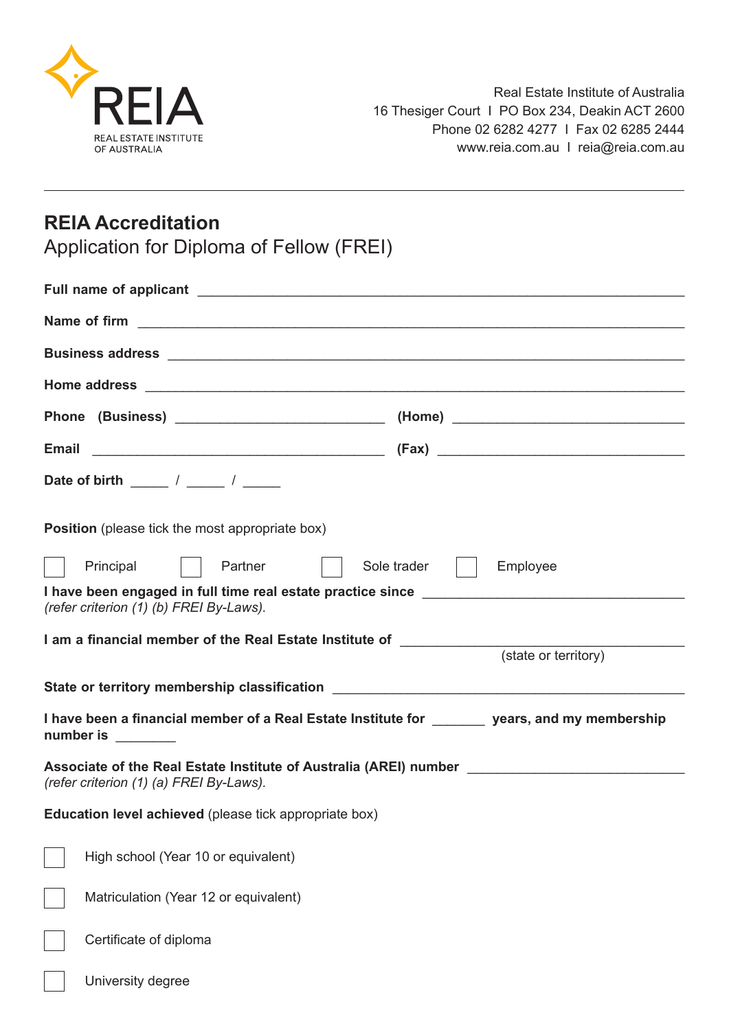REIA

REAL ESTATE INSTITUTE OF AUSTRALIA

Real Estate Institute of Australia
16 Thesiger Court I PO Box 234, Deakin ACT 2600
Phone 02 6282 4277 I Fax 02 6285 2444
www.reia.com.au I reia@reia.com.au

---

# REIA Accreditation

## Application for Diploma of Fellow (FREI)

**Full name of applicant** ____________________________________________

**Name of firm** ____________________________________________

**Business address** ____________________________________________

**Home address** ____________________________________________

**Phone (Business)** ______________________ **(Home)** ______________________

**Email** ______________________________ **(Fax)** ______________________

**Date of birth** _____ / _____ / _____

**Position** (please tick the most appropriate box)

☐ Principal ☐ Partner ☐ Sole trader ☐ Employee

**I have been engaged in full time real estate practice since** ______________________
*(refer criterion (1) (b) FREI By-Laws).*

**I am a financial member of the Real Estate Institute of** ______________________
(state or territory)

**State or territory membership classification** ______________________

**I have been a financial member of a Real Estate Institute for** _______ **years, and my membership number is** ________

**Associate of the Real Estate Institute of Australia (AREI) number** ______________________
*(refer criterion (1) (a) FREI By-Laws).*

**Education level achieved** (please tick appropriate box)

☐ High school (Year 10 or equivalent)

☐ Matriculation (Year 12 or equivalent)

☐ Certificate of diploma

☐ University degree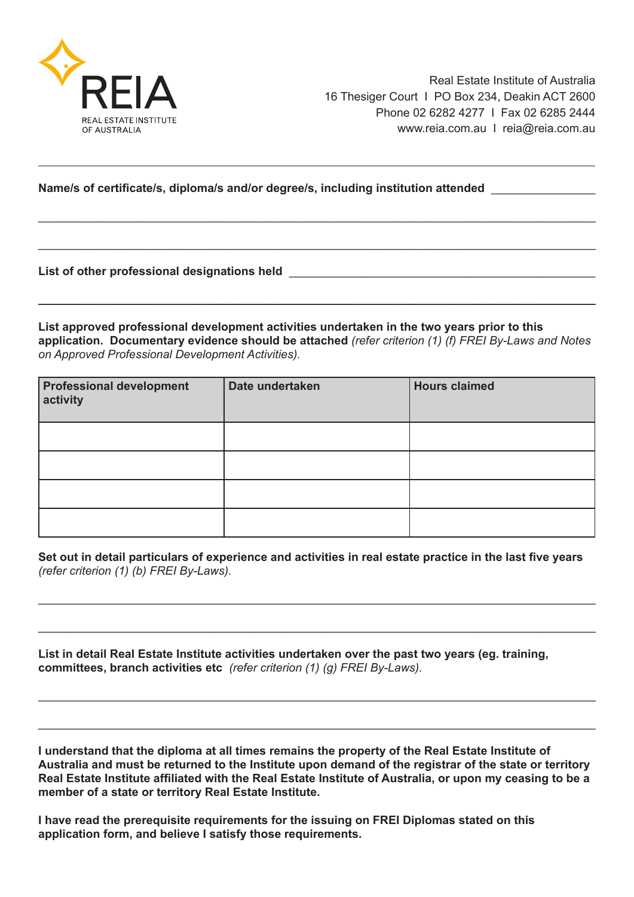REIA
REAL ESTATE INSTITUTE OF AUSTRALIA

Real Estate Institute of Australia
16 Thesiger Court I PO Box 234, Deakin ACT 2600
Phone 02 6282 4277 I Fax 02 6285 2444
www.reia.com.au I reia@reia.com.au

---

**Name/s of certificate/s, diploma/s and/or degree/s, including institution attended** ________________

_______________________________________________________________________________

_______________________________________________________________________________

**List of other professional designations held** ________________________________________________

_______________________________________________________________________________

**List approved professional development activities undertaken in the two years prior to this application. Documentary evidence should be attached** *(refer criterion (1) (f) FREI By-Laws and Notes on Approved Professional Development Activities).*

| Professional development activity | Date undertaken | Hours claimed |
|---|---|---|
| | | |
| | | |
| | | |
| | | |

**Set out in detail particulars of experience and activities in real estate practice in the last five years** *(refer criterion (1) (b) FREI By-Laws).*

_______________________________________________________________________________

_______________________________________________________________________________

**List in detail Real Estate Institute activities undertaken over the past two years (eg. training, committees, branch activities etc** *(refer criterion (1) (g) FREI By-Laws).*

_______________________________________________________________________________

_______________________________________________________________________________

**I understand that the diploma at all times remains the property of the Real Estate Institute of Australia and must be returned to the Institute upon demand of the registrar of the state or territory Real Estate Institute affiliated with the Real Estate Institute of Australia, or upon my ceasing to be a member of a state or territory Real Estate Institute.**

**I have read the prerequisite requirements for the issuing on FREI Diplomas stated on this application form, and believe I satisfy those requirements.**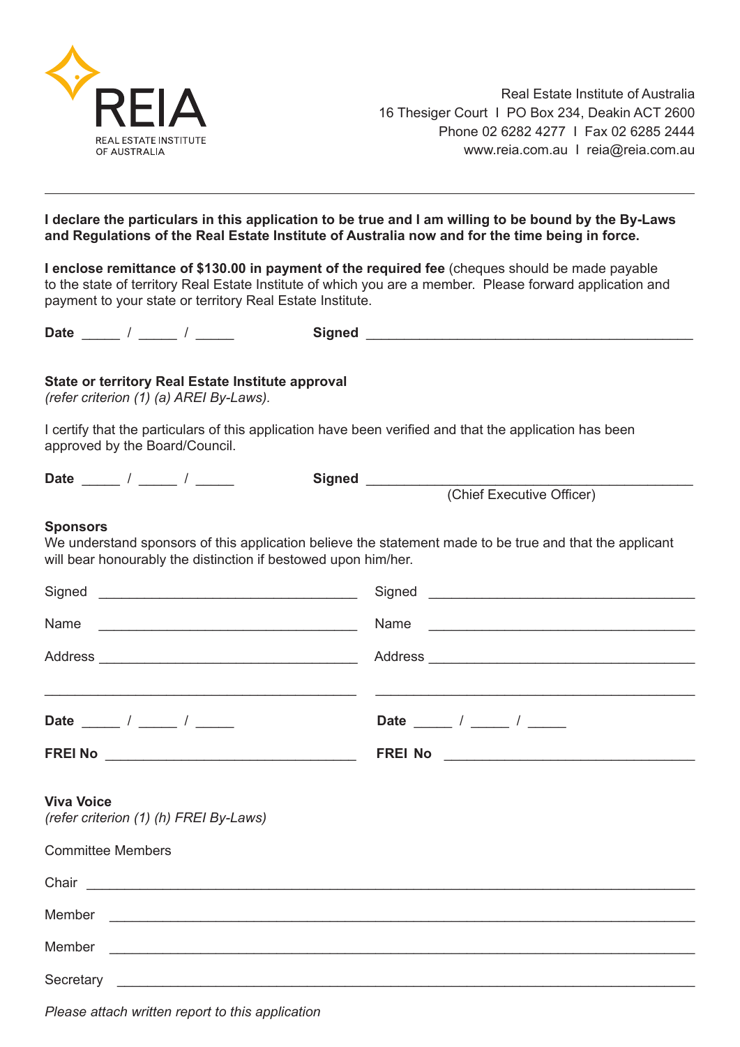REIA
REAL ESTATE INSTITUTE OF AUSTRALIA

Real Estate Institute of Australia
16 Thesiger Court I PO Box 234, Deakin ACT 2600
Phone 02 6282 4277 I Fax 02 6285 2444
www.reia.com.au I reia@reia.com.au

---

**I declare the particulars in this application to be true and I am willing to be bound by the By-Laws and Regulations of the Real Estate Institute of Australia now and for the time being in force.**

**I enclose remittance of $130.00 in payment of the required fee** (cheques should be made payable to the state of territory Real Estate Institute of which you are a member. Please forward application and payment to your state or territory Real Estate Institute.

**Date** _____ / _____ / _____ **Signed** ___________________________________________

**State or territory Real Estate Institute approval**
*(refer criterion (1) (a) AREI By-Laws).*

I certify that the particulars of this application have been verified and that the application has been approved by the Board/Council.

**Date** _____ / _____ / _____ **Signed** ___________________________________________
(Chief Executive Officer)

**Sponsors**
We understand sponsors of this application believe the statement made to be true and that the applicant will bear honourably the distinction if bestowed upon him/her.

Signed __________________________________

Name __________________________________

Address __________________________________

__________________________________________

**Date** _____ / _____ / _____

**FREI No** __________________________________

Signed __________________________________

Name __________________________________

Address __________________________________

__________________________________________

**Date** _____ / _____ / _____

**FREI No** __________________________________

**Viva Voice**
*(refer criterion (1) (h) FREI By-Laws)*

Committee Members

Chair ______________________________________________________________________

Member ______________________________________________________________________

Member ______________________________________________________________________

Secretary ______________________________________________________________________

*Please attach written report to this application*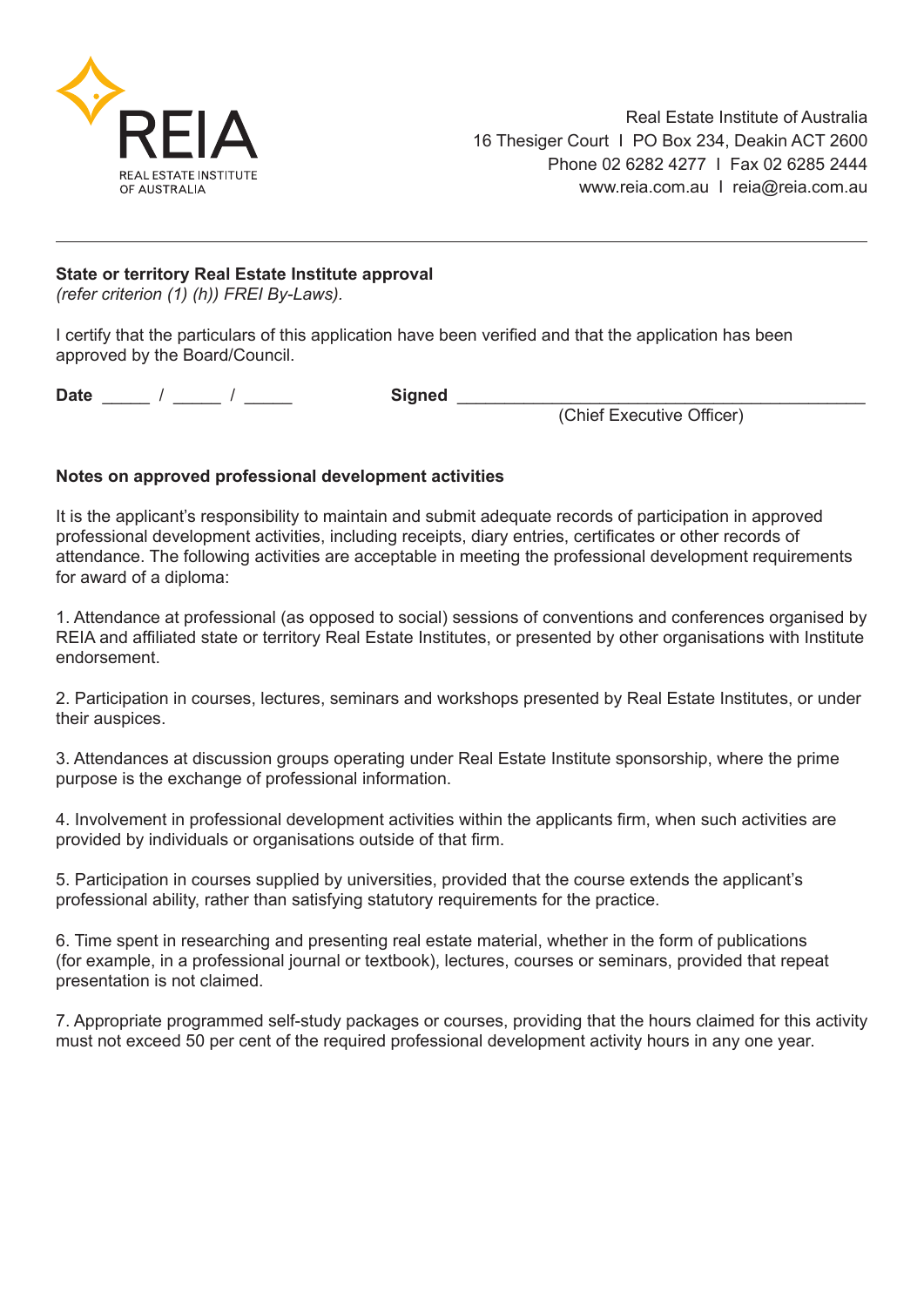REIA
REAL ESTATE INSTITUTE OF AUSTRALIA

Real Estate Institute of Australia
16 Thesiger Court I PO Box 234, Deakin ACT 2600
Phone 02 6282 4277 I Fax 02 6285 2444
www.reia.com.au I reia@reia.com.au

---

**State or territory Real Estate Institute approval**
*(refer criterion (1) (h)) FREI By-Laws).*

I certify that the particulars of this application have been verified and that the application has been approved by the Board/Council.

**Date** _____ / _____ / _____ **Signed** ____________________________________________
(Chief Executive Officer)

**Notes on approved professional development activities**

It is the applicant's responsibility to maintain and submit adequate records of participation in approved professional development activities, including receipts, diary entries, certificates or other records of attendance. The following activities are acceptable in meeting the professional development requirements for award of a diploma:

1. Attendance at professional (as opposed to social) sessions of conventions and conferences organised by REIA and affiliated state or territory Real Estate Institutes, or presented by other organisations with Institute endorsement.

2. Participation in courses, lectures, seminars and workshops presented by Real Estate Institutes, or under their auspices.

3. Attendances at discussion groups operating under Real Estate Institute sponsorship, where the prime purpose is the exchange of professional information.

4. Involvement in professional development activities within the applicants firm, when such activities are provided by individuals or organisations outside of that firm.

5. Participation in courses supplied by universities, provided that the course extends the applicant's professional ability, rather than satisfying statutory requirements for the practice.

6. Time spent in researching and presenting real estate material, whether in the form of publications (for example, in a professional journal or textbook), lectures, courses or seminars, provided that repeat presentation is not claimed.

7. Appropriate programmed self-study packages or courses, providing that the hours claimed for this activity must not exceed 50 per cent of the required professional development activity hours in any one year.